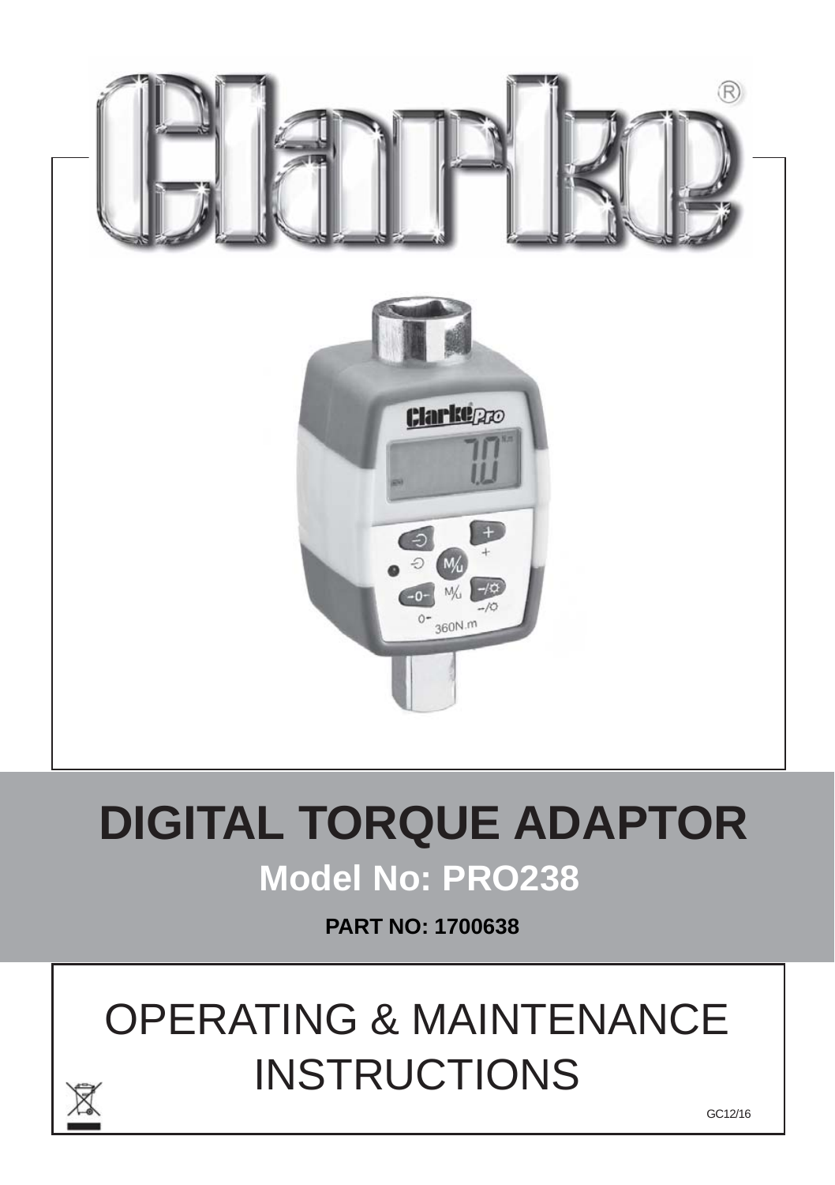# Clarke®

# DIGITAL TORQUE ADAPTOR

## Model No: PRO238

**PART NO: 1700638**

# OPERATING & MAINTENANCE INSTRUCTIONS

GC12/16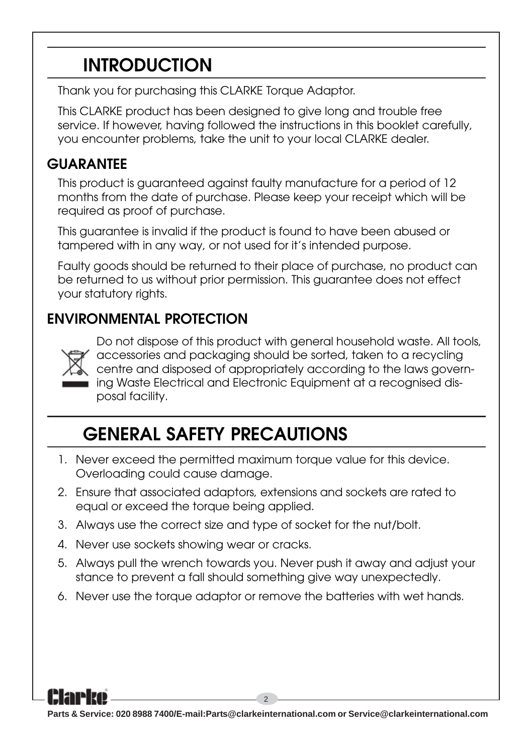# INTRODUCTION

Thank you for purchasing this CLARKE Torque Adaptor.

This CLARKE product has been designed to give long and trouble free service. If however, having followed the instructions in this booklet carefully, you encounter problems, take the unit to your local CLARKE dealer.

## GUARANTEE

This product is guaranteed against faulty manufacture for a period of 12 months from the date of purchase. Please keep your receipt which will be required as proof of purchase.

This guarantee is invalid if the product is found to have been abused or tampered with in any way, or not used for it's intended purpose.

Faulty goods should be returned to their place of purchase, no product can be returned to us without prior permission. This guarantee does not effect your statutory rights.

## ENVIRONMENTAL PROTECTION

Do not dispose of this product with general household waste. All tools, accessories and packaging should be sorted, taken to a recycling centre and disposed of appropriately according to the laws governing Waste Electrical and Electronic Equipment at a recognised disposal facility.

# GENERAL SAFETY PRECAUTIONS

1. Never exceed the permitted maximum torque value for this device. Overloading could cause damage.
2. Ensure that associated adaptors, extensions and sockets are rated to equal or exceed the torque being applied.
3. Always use the correct size and type of socket for the nut/bolt.
4. Never use sockets showing wear or cracks.
5. Always pull the wrench towards you. Never push it away and adjust your stance to prevent a fall should something give way unexpectedly.
6. Never use the torque adaptor or remove the batteries with wet hands.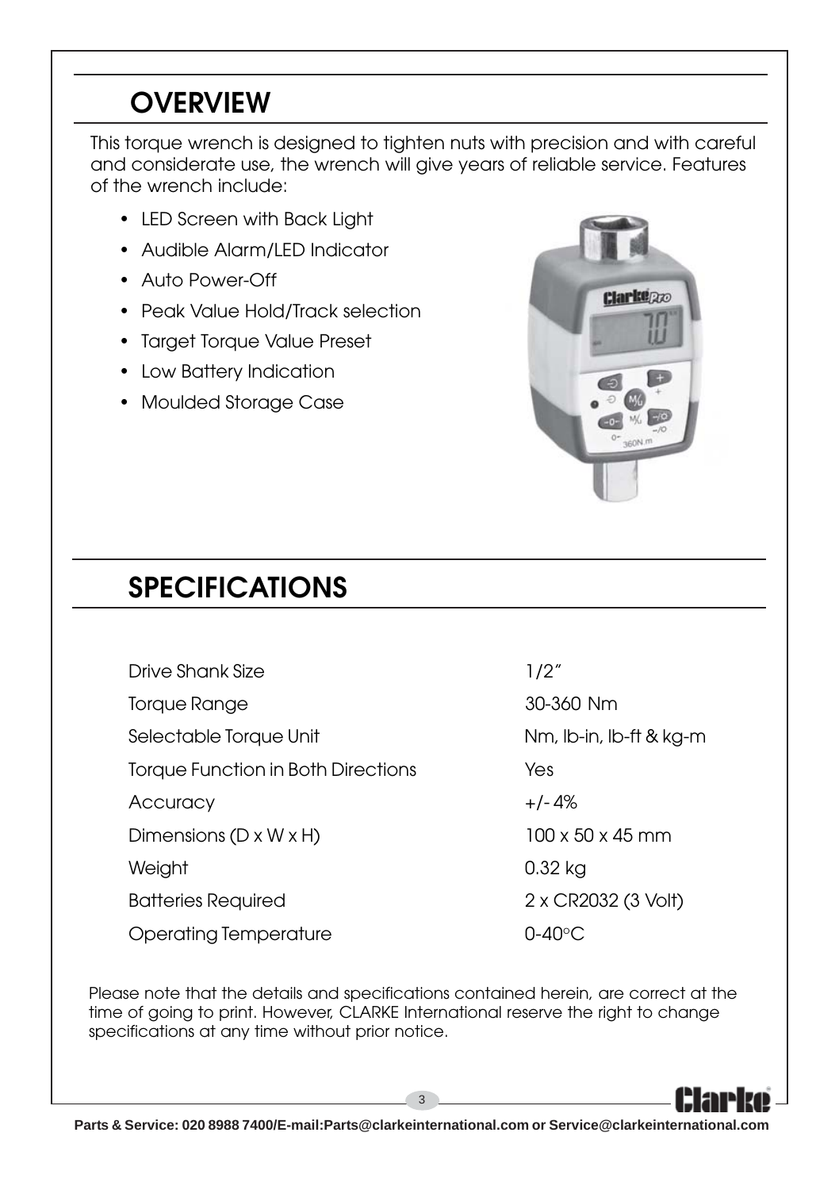## OVERVIEW

This torque wrench is designed to tighten nuts with precision and with careful and considerate use, the wrench will give years of reliable service. Features of the wrench include:

- LED Screen with Back Light
- Audible Alarm/LED Indicator
- Auto Power-Off
- Peak Value Hold/Track selection
- Target Torque Value Preset
- Low Battery Indication
- Moulded Storage Case

## SPECIFICATIONS

| | |
|---|---|
| Drive Shank Size | 1/2" |
| Torque Range | 30-360 Nm |
| Selectable Torque Unit | Nm, lb-in, lb-ft & kg-m |
| Torque Function in Both Directions | Yes |
| Accuracy | +/- 4% |
| Dimensions (D x W x H) | 100 x 50 x 45 mm |
| Weight | 0.32 kg |
| Batteries Required | 2 x CR2032 (3 Volt) |
| Operating Temperature | 0-40°C |

Please note that the details and specifications contained herein, are correct at the time of going to print. However, CLARKE International reserve the right to change specifications at any time without prior notice.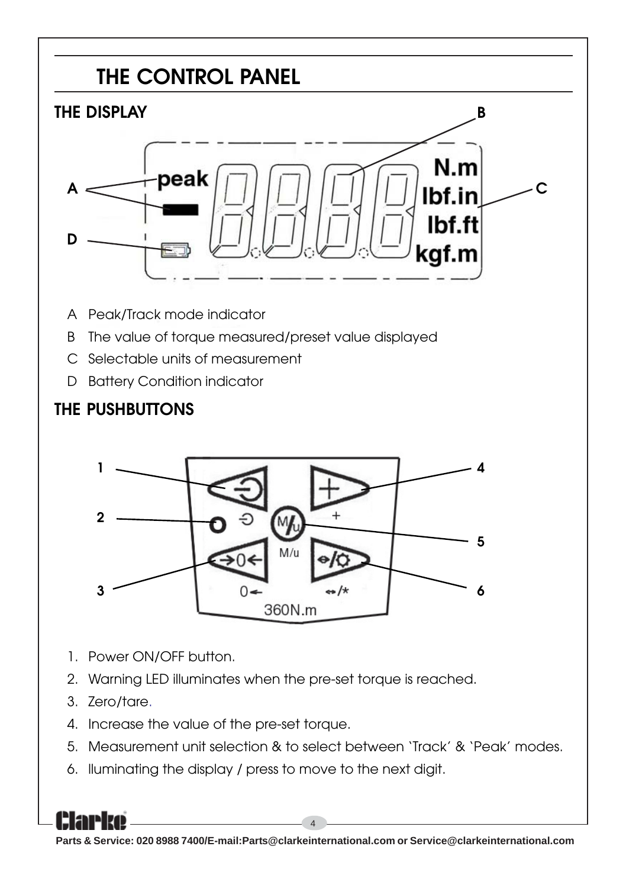# THE CONTROL PANEL

## THE DISPLAY

- A Peak/Track mode indicator
- B The value of torque measured/preset value displayed
- C Selectable units of measurement
- D Battery Condition indicator

## THE PUSHBUTTONS

1. Power ON/OFF button.
2. Warning LED illuminates when the pre-set torque is reached.
3. Zero/tare.
4. Increase the value of the pre-set torque.
5. Measurement unit selection & to select between 'Track' & 'Peak' modes.
6. lluminating the display / press to move to the next digit.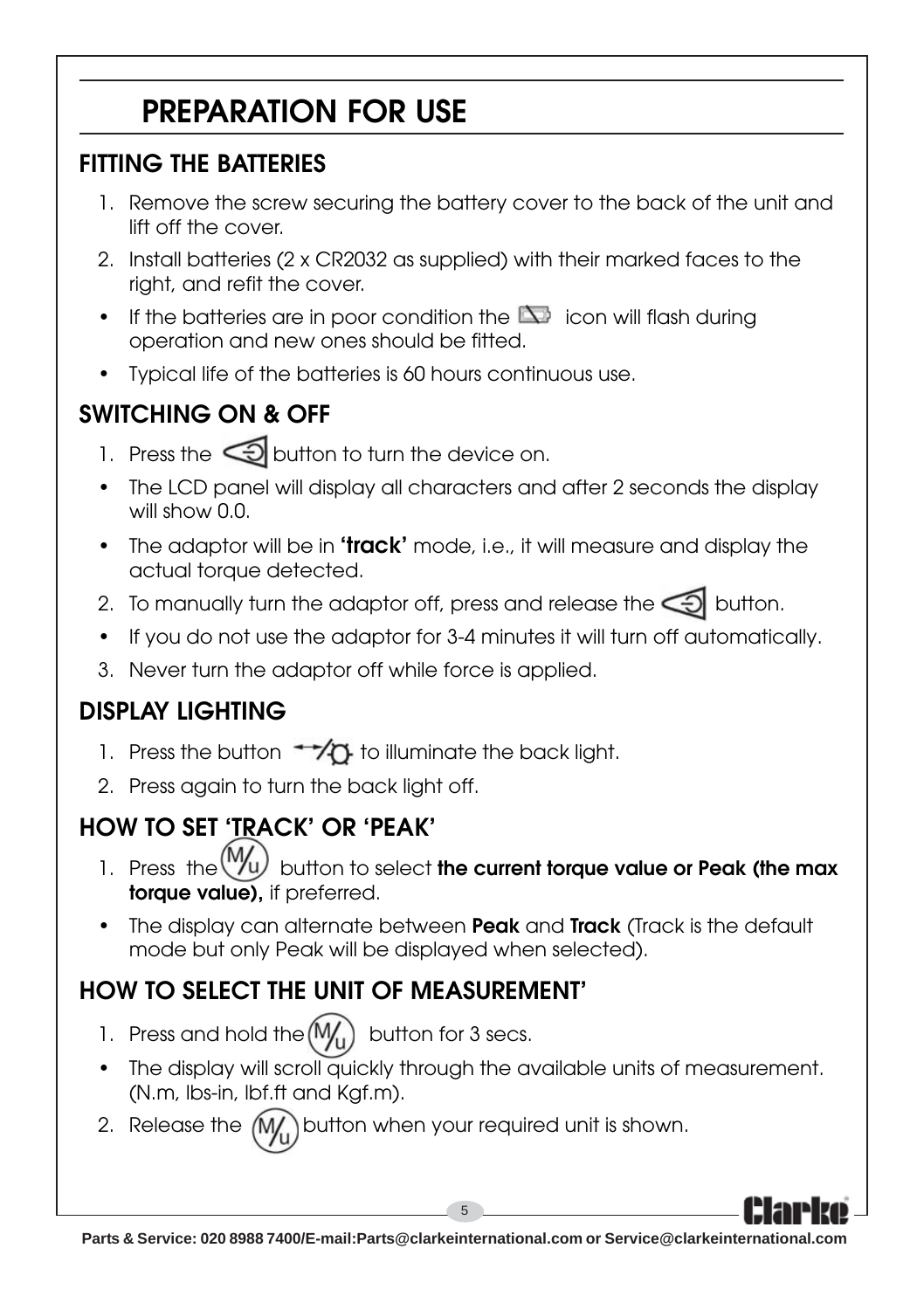# PREPARATION FOR USE

## FITTING THE BATTERIES

1. Remove the screw securing the battery cover to the back of the unit and lift off the cover.
2. Install batteries (2 x CR2032 as supplied) with their marked faces to the right, and refit the cover.

- If the batteries are in poor condition the icon will flash during operation and new ones should be fitted.
- Typical life of the batteries is 60 hours continuous use.

## SWITCHING ON & OFF

1. Press the button to turn the device on.

- The LCD panel will display all characters and after 2 seconds the display will show 0.0.
- The adaptor will be in **'track'** mode, i.e., it will measure and display the actual torque detected.

2. To manually turn the adaptor off, press and release the button.

- If you do not use the adaptor for 3-4 minutes it will turn off automatically.

3. Never turn the adaptor off while force is applied.

## DISPLAY LIGHTING

1. Press the button to illuminate the back light.
2. Press again to turn the back light off.

## HOW TO SET 'TRACK' OR 'PEAK'

1. Press the M/u button to select **the current torque value or Peak (the max torque value),** if preferred.

- The display can alternate between **Peak** and **Track** (Track is the default mode but only Peak will be displayed when selected).

## HOW TO SELECT THE UNIT OF MEASUREMENT'

1. Press and hold the M/u button for 3 secs.

- The display will scroll quickly through the available units of measurement. (N.m, lbs-in, lbf.ft and Kgf.m).

2. Release the M/u button when your required unit is shown.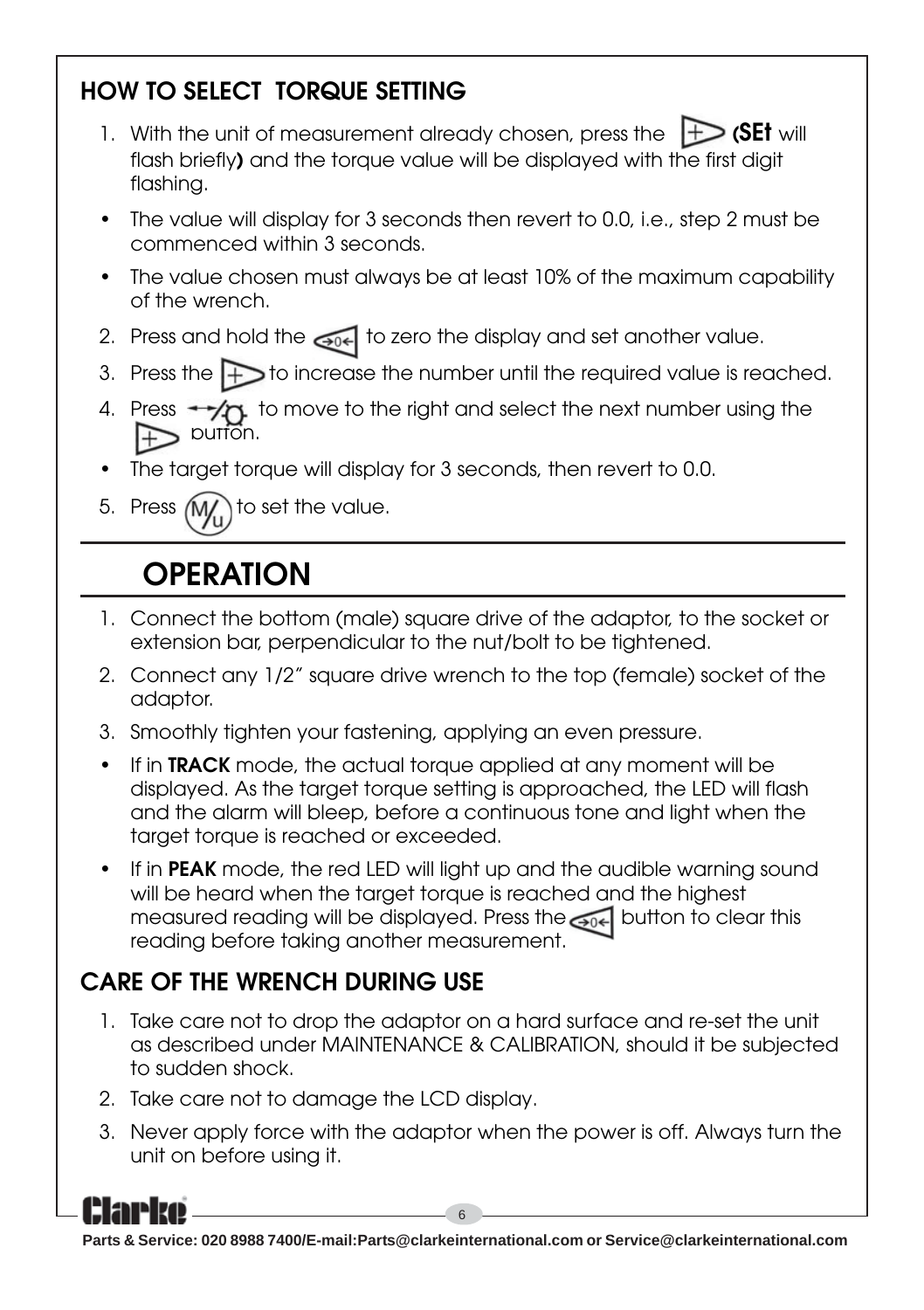## HOW TO SELECT TORQUE SETTING

1. With the unit of measurement already chosen, press the **(SEt** will flash briefly**)** and the torque value will be displayed with the first digit flashing.

- The value will display for 3 seconds then revert to 0.0, i.e., step 2 must be commenced within 3 seconds.
- The value chosen must always be at least 10% of the maximum capability of the wrench.

2. Press and hold the to zero the display and set another value.
3. Press the to increase the number until the required value is reached.
4. Press to move to the right and select the next number using the button.

- The target torque will display for 3 seconds, then revert to 0.0.

5. Press to set the value.

# OPERATION

1. Connect the bottom (male) square drive of the adaptor, to the socket or extension bar, perpendicular to the nut/bolt to be tightened.
2. Connect any 1/2" square drive wrench to the top (female) socket of the adaptor.
3. Smoothly tighten your fastening, applying an even pressure.

- If in **TRACK** mode, the actual torque applied at any moment will be displayed. As the target torque setting is approached, the LED will flash and the alarm will bleep, before a continuous tone and light when the target torque is reached or exceeded.
- If in **PEAK** mode, the red LED will light up and the audible warning sound will be heard when the target torque is reached and the highest measured reading will be displayed. Press the button to clear this reading before taking another measurement.

## CARE OF THE WRENCH DURING USE

1. Take care not to drop the adaptor on a hard surface and re-set the unit as described under MAINTENANCE & CALIBRATION, should it be subjected to sudden shock.
2. Take care not to damage the LCD display.
3. Never apply force with the adaptor when the power is off. Always turn the unit on before using it.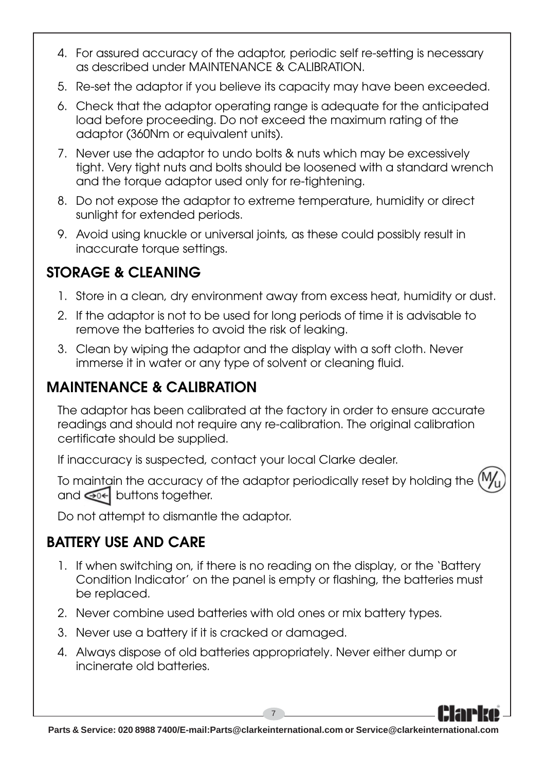4. For assured accuracy of the adaptor, periodic self re-setting is necessary as described under MAINTENANCE & CALIBRATION.
5. Re-set the adaptor if you believe its capacity may have been exceeded.
6. Check that the adaptor operating range is adequate for the anticipated load before proceeding. Do not exceed the maximum rating of the adaptor (360Nm or equivalent units).
7. Never use the adaptor to undo bolts & nuts which may be excessively tight. Very tight nuts and bolts should be loosened with a standard wrench and the torque adaptor used only for re-tightening.
8. Do not expose the adaptor to extreme temperature, humidity or direct sunlight for extended periods.
9. Avoid using knuckle or universal joints, as these could possibly result in inaccurate torque settings.

## STORAGE & CLEANING

1. Store in a clean, dry environment away from excess heat, humidity or dust.
2. If the adaptor is not to be used for long periods of time it is advisable to remove the batteries to avoid the risk of leaking.
3. Clean by wiping the adaptor and the display with a soft cloth. Never immerse it in water or any type of solvent or cleaning fluid.

## MAINTENANCE & CALIBRATION

The adaptor has been calibrated at the factory in order to ensure accurate readings and should not require any re-calibration. The original calibration certificate should be supplied.

If inaccuracy is suspected, contact your local Clarke dealer.

To maintain the accuracy of the adaptor periodically reset by holding the M/u and →0← buttons together.

Do not attempt to dismantle the adaptor.

## BATTERY USE AND CARE

1. If when switching on, if there is no reading on the display, or the 'Battery Condition Indicator' on the panel is empty or flashing, the batteries must be replaced.
2. Never combine used batteries with old ones or mix battery types.
3. Never use a battery if it is cracked or damaged.
4. Always dispose of old batteries appropriately. Never either dump or incinerate old batteries.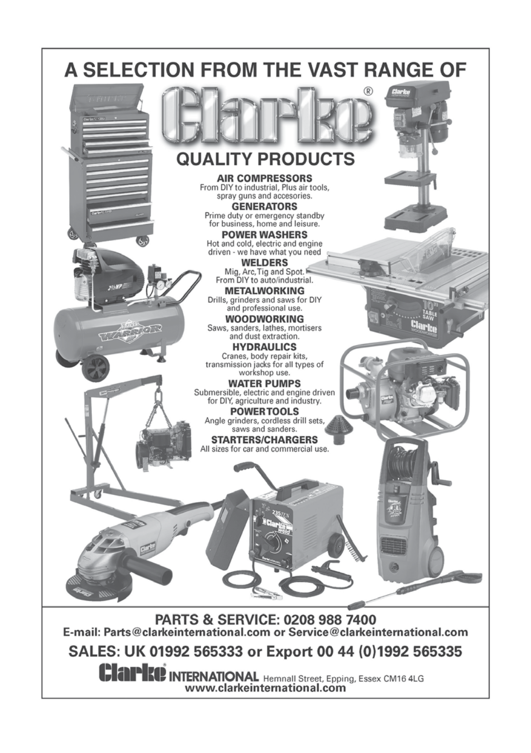# A SELECTION FROM THE VAST RANGE OF

# Clarke®

## QUALITY PRODUCTS

**AIR COMPRESSORS**
From DIY to industrial, Plus air tools, spray guns and accesories.

**GENERATORS**
Prime duty or emergency standby for business, home and leisure.

**POWER WASHERS**
Hot and cold, electric and engine driven - we have what you need

**WELDERS**
Mig, Arc, Tig and Spot. From DIY to auto/industrial.

**METALWORKING**
Drills, grinders and saws for DIY and professional use.

**WOODWORKING**
Saws, sanders, lathes, mortisers and dust extraction.

**HYDRAULICS**
Cranes, body repair kits, transmission jacks for all types of workshop use.

**WATER PUMPS**
Submersible, electric and engine driven for DIY, agriculture and industry.

**POWERTOOLS**
Angle grinders, cordless drill sets, saws and sanders.

**STARTERS/CHARGERS**
All sizes for car and commercial use.

**PARTS & SERVICE: 0208 988 7400**
**E-mail: Parts@clarkeinternational.com or Service@clarkeinternational.com**

**SALES: UK 01992 565333 or Export 00 44 (0)1992 565335**

**Clarke INTERNATIONAL** Hemnall Street, Epping, Essex CM16 4LG
**www.clarkeinternational.com**